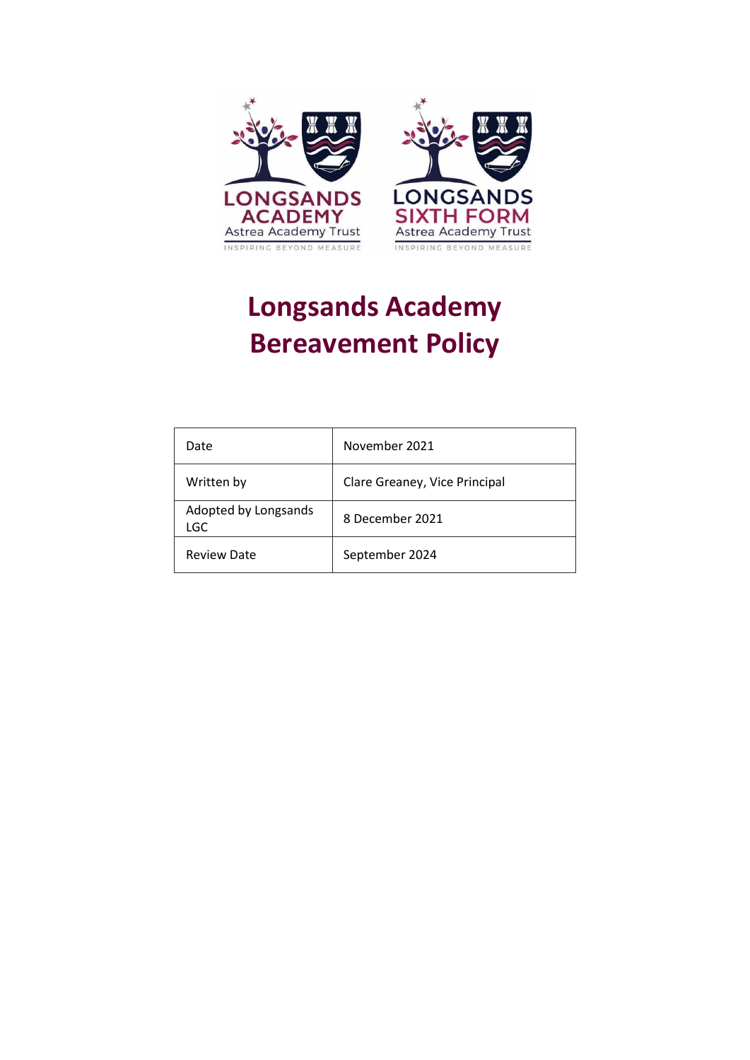# Longsands Academy Bereavement Policy

| Date | November 2021 |
| --- | --- |
| Written by | Clare Greaney, Vice Principal |
| Adopted by Longsands LGC | 8 December 2021 |
| Review Date | September 2024 |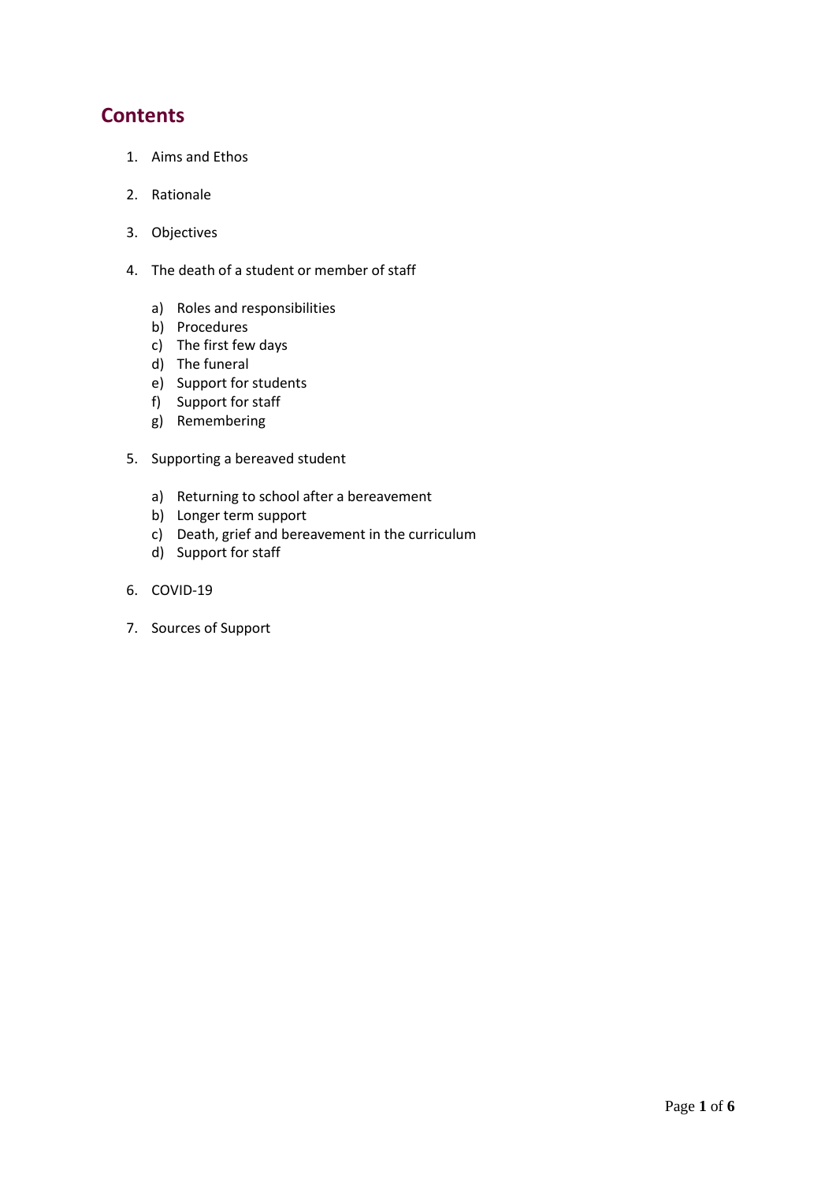## Contents

1. Aims and Ethos

2. Rationale

3. Objectives

4. The death of a student or member of staff

   a) Roles and responsibilities
   b) Procedures
   c) The first few days
   d) The funeral
   e) Support for students
   f) Support for staff
   g) Remembering

5. Supporting a bereaved student

   a) Returning to school after a bereavement
   b) Longer term support
   c) Death, grief and bereavement in the curriculum
   d) Support for staff

6. COVID-19

7. Sources of Support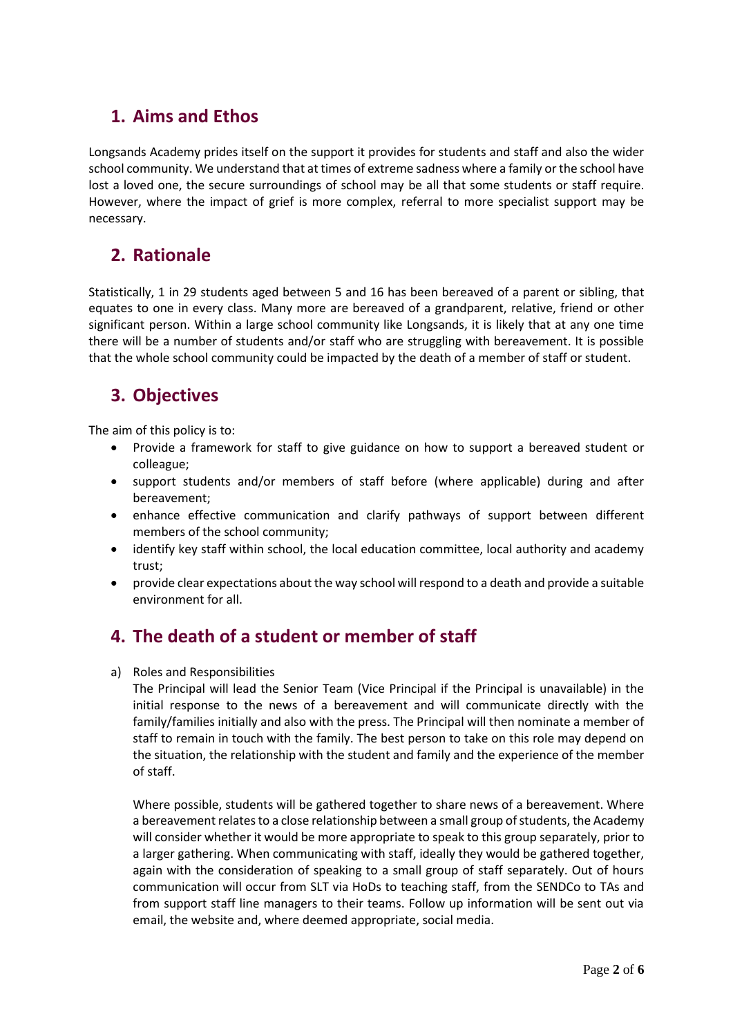## 1. Aims and Ethos

Longsands Academy prides itself on the support it provides for students and staff and also the wider school community. We understand that at times of extreme sadness where a family or the school have lost a loved one, the secure surroundings of school may be all that some students or staff require. However, where the impact of grief is more complex, referral to more specialist support may be necessary.

## 2. Rationale

Statistically, 1 in 29 students aged between 5 and 16 has been bereaved of a parent or sibling, that equates to one in every class. Many more are bereaved of a grandparent, relative, friend or other significant person. Within a large school community like Longsands, it is likely that at any one time there will be a number of students and/or staff who are struggling with bereavement. It is possible that the whole school community could be impacted by the death of a member of staff or student.

## 3. Objectives

The aim of this policy is to:

- Provide a framework for staff to give guidance on how to support a bereaved student or colleague;
- support students and/or members of staff before (where applicable) during and after bereavement;
- enhance effective communication and clarify pathways of support between different members of the school community;
- identify key staff within school, the local education committee, local authority and academy trust;
- provide clear expectations about the way school will respond to a death and provide a suitable environment for all.

## 4. The death of a student or member of staff

a) Roles and Responsibilities

The Principal will lead the Senior Team (Vice Principal if the Principal is unavailable) in the initial response to the news of a bereavement and will communicate directly with the family/families initially and also with the press. The Principal will then nominate a member of staff to remain in touch with the family. The best person to take on this role may depend on the situation, the relationship with the student and family and the experience of the member of staff.

Where possible, students will be gathered together to share news of a bereavement. Where a bereavement relates to a close relationship between a small group of students, the Academy will consider whether it would be more appropriate to speak to this group separately, prior to a larger gathering. When communicating with staff, ideally they would be gathered together, again with the consideration of speaking to a small group of staff separately. Out of hours communication will occur from SLT via HoDs to teaching staff, from the SENDCo to TAs and from support staff line managers to their teams. Follow up information will be sent out via email, the website and, where deemed appropriate, social media.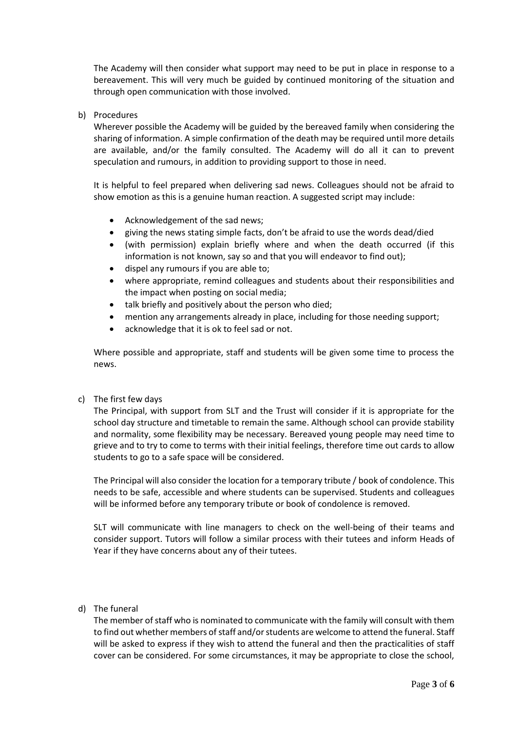The Academy will then consider what support may need to be put in place in response to a bereavement. This will very much be guided by continued monitoring of the situation and through open communication with those involved.

b) Procedures

Wherever possible the Academy will be guided by the bereaved family when considering the sharing of information. A simple confirmation of the death may be required until more details are available, and/or the family consulted. The Academy will do all it can to prevent speculation and rumours, in addition to providing support to those in need.

It is helpful to feel prepared when delivering sad news. Colleagues should not be afraid to show emotion as this is a genuine human reaction. A suggested script may include:

- Acknowledgement of the sad news;
- giving the news stating simple facts, don't be afraid to use the words dead/died
- (with permission) explain briefly where and when the death occurred (if this information is not known, say so and that you will endeavor to find out);
- dispel any rumours if you are able to;
- where appropriate, remind colleagues and students about their responsibilities and the impact when posting on social media;
- talk briefly and positively about the person who died;
- mention any arrangements already in place, including for those needing support;
- acknowledge that it is ok to feel sad or not.

Where possible and appropriate, staff and students will be given some time to process the news.

c) The first few days

The Principal, with support from SLT and the Trust will consider if it is appropriate for the school day structure and timetable to remain the same. Although school can provide stability and normality, some flexibility may be necessary. Bereaved young people may need time to grieve and to try to come to terms with their initial feelings, therefore time out cards to allow students to go to a safe space will be considered.

The Principal will also consider the location for a temporary tribute / book of condolence. This needs to be safe, accessible and where students can be supervised. Students and colleagues will be informed before any temporary tribute or book of condolence is removed.

SLT will communicate with line managers to check on the well-being of their teams and consider support. Tutors will follow a similar process with their tutees and inform Heads of Year if they have concerns about any of their tutees.

d) The funeral

The member of staff who is nominated to communicate with the family will consult with them to find out whether members of staff and/or students are welcome to attend the funeral. Staff will be asked to express if they wish to attend the funeral and then the practicalities of staff cover can be considered. For some circumstances, it may be appropriate to close the school,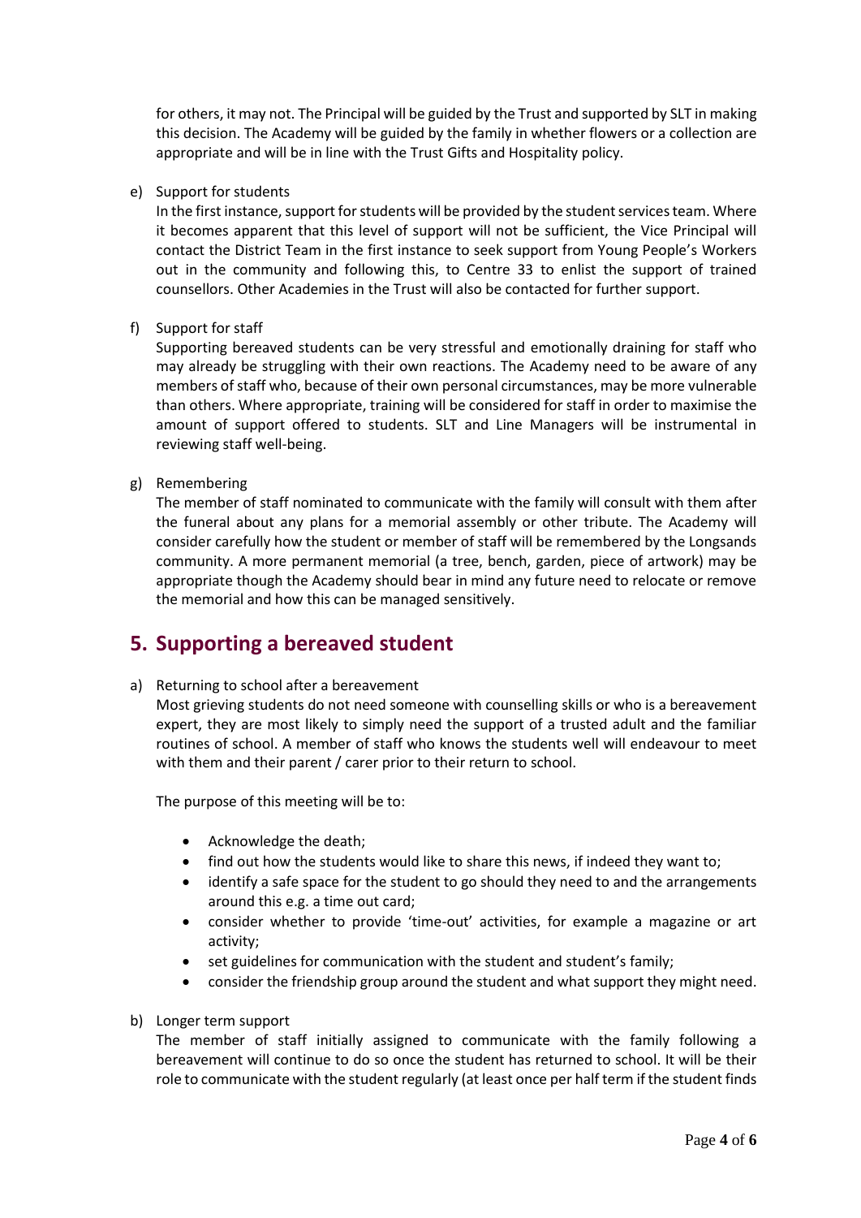for others, it may not. The Principal will be guided by the Trust and supported by SLT in making this decision. The Academy will be guided by the family in whether flowers or a collection are appropriate and will be in line with the Trust Gifts and Hospitality policy.

e) Support for students

In the first instance, support for students will be provided by the student services team. Where it becomes apparent that this level of support will not be sufficient, the Vice Principal will contact the District Team in the first instance to seek support from Young People's Workers out in the community and following this, to Centre 33 to enlist the support of trained counsellors. Other Academies in the Trust will also be contacted for further support.

f) Support for staff

Supporting bereaved students can be very stressful and emotionally draining for staff who may already be struggling with their own reactions. The Academy need to be aware of any members of staff who, because of their own personal circumstances, may be more vulnerable than others. Where appropriate, training will be considered for staff in order to maximise the amount of support offered to students. SLT and Line Managers will be instrumental in reviewing staff well-being.

g) Remembering

The member of staff nominated to communicate with the family will consult with them after the funeral about any plans for a memorial assembly or other tribute. The Academy will consider carefully how the student or member of staff will be remembered by the Longsands community. A more permanent memorial (a tree, bench, garden, piece of artwork) may be appropriate though the Academy should bear in mind any future need to relocate or remove the memorial and how this can be managed sensitively.

## 5. Supporting a bereaved student

a) Returning to school after a bereavement

Most grieving students do not need someone with counselling skills or who is a bereavement expert, they are most likely to simply need the support of a trusted adult and the familiar routines of school. A member of staff who knows the students well will endeavour to meet with them and their parent / carer prior to their return to school.

The purpose of this meeting will be to:

- Acknowledge the death;
- find out how the students would like to share this news, if indeed they want to;
- identify a safe space for the student to go should they need to and the arrangements around this e.g. a time out card;
- consider whether to provide 'time-out' activities, for example a magazine or art activity;
- set guidelines for communication with the student and student's family;
- consider the friendship group around the student and what support they might need.

b) Longer term support

The member of staff initially assigned to communicate with the family following a bereavement will continue to do so once the student has returned to school. It will be their role to communicate with the student regularly (at least once per half term if the student finds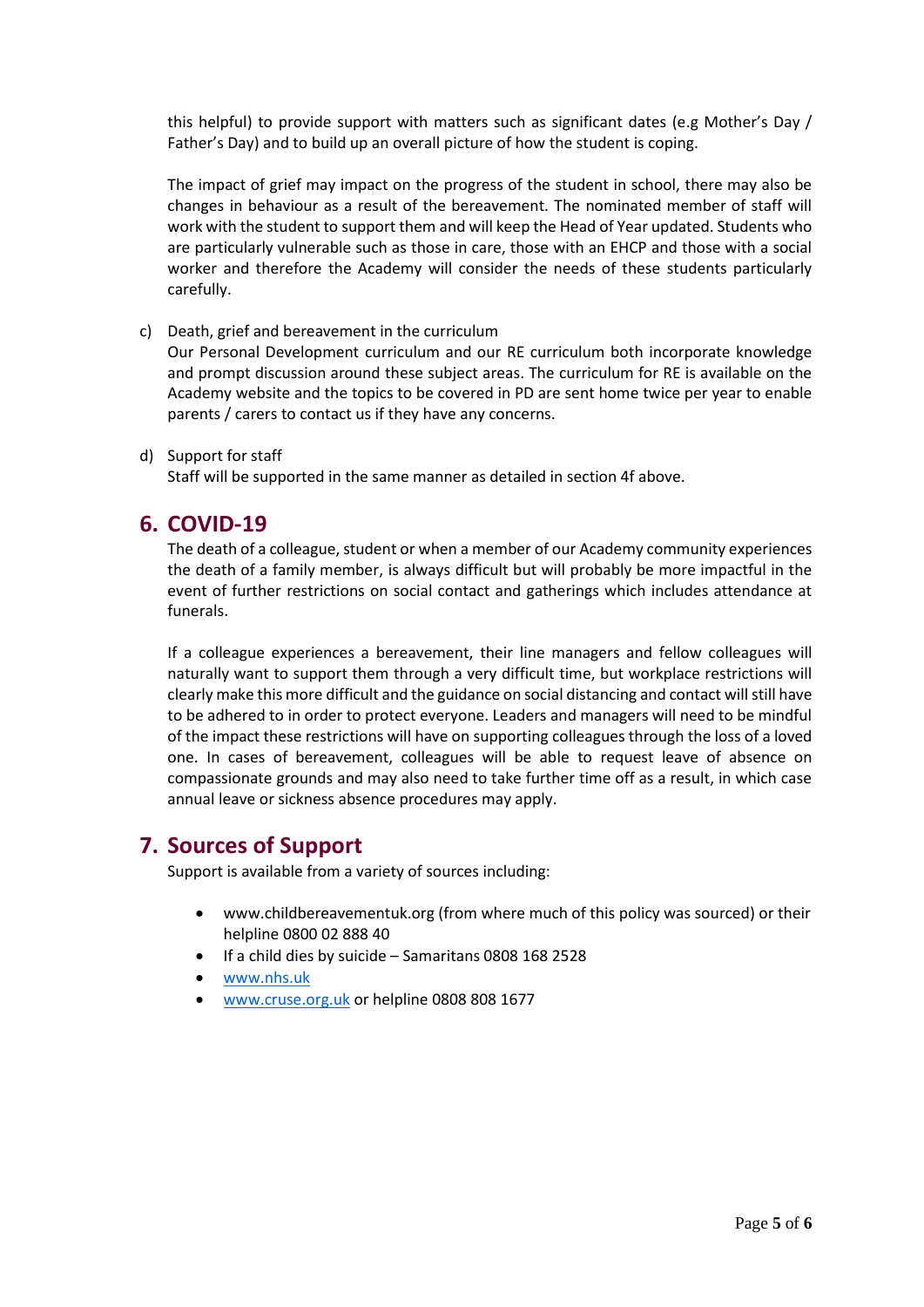this helpful) to provide support with matters such as significant dates (e.g Mother's Day / Father's Day) and to build up an overall picture of how the student is coping.

The impact of grief may impact on the progress of the student in school, there may also be changes in behaviour as a result of the bereavement. The nominated member of staff will work with the student to support them and will keep the Head of Year updated. Students who are particularly vulnerable such as those in care, those with an EHCP and those with a social worker and therefore the Academy will consider the needs of these students particularly carefully.

c) Death, grief and bereavement in the curriculum
Our Personal Development curriculum and our RE curriculum both incorporate knowledge and prompt discussion around these subject areas. The curriculum for RE is available on the Academy website and the topics to be covered in PD are sent home twice per year to enable parents / carers to contact us if they have any concerns.

d) Support for staff
Staff will be supported in the same manner as detailed in section 4f above.

## 6. COVID-19

The death of a colleague, student or when a member of our Academy community experiences the death of a family member, is always difficult but will probably be more impactful in the event of further restrictions on social contact and gatherings which includes attendance at funerals.

If a colleague experiences a bereavement, their line managers and fellow colleagues will naturally want to support them through a very difficult time, but workplace restrictions will clearly make this more difficult and the guidance on social distancing and contact will still have to be adhered to in order to protect everyone. Leaders and managers will need to be mindful of the impact these restrictions will have on supporting colleagues through the loss of a loved one. In cases of bereavement, colleagues will be able to request leave of absence on compassionate grounds and may also need to take further time off as a result, in which case annual leave or sickness absence procedures may apply.

## 7. Sources of Support

Support is available from a variety of sources including:

- www.childbereavementuk.org (from where much of this policy was sourced) or their helpline 0800 02 888 40
- If a child dies by suicide – Samaritans 0808 168 2528
- www.nhs.uk
- www.cruse.org.uk or helpline 0808 808 1677